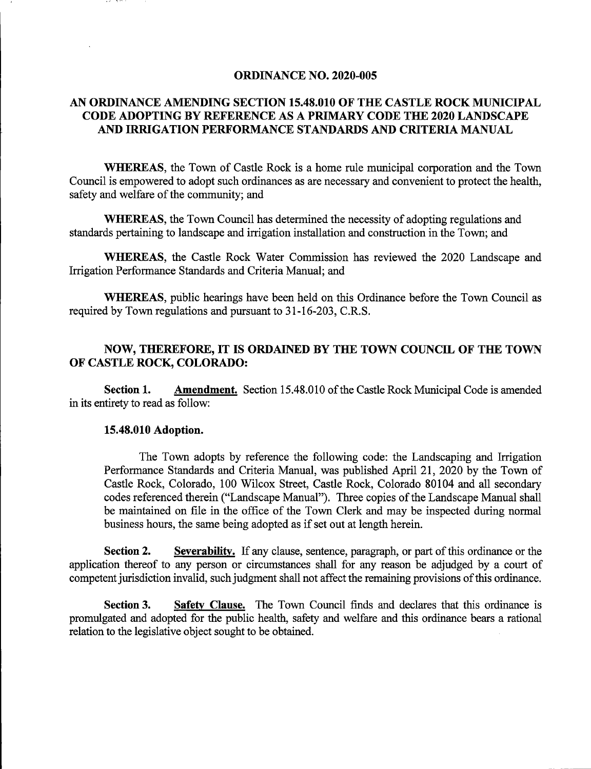# ORDINANCE NO. 2020-005

## AN ORDINANCE AMENDING SECTION 15.48.010 OF THE CASTLE ROCK MUNICIPAL CODE ADOPTING BY REFERENCE AS A PRIMARY CODE THE 2020 LANDSCAPE AND IRRIGATION PERFORMANCE STANDARDS AND CRITERIA MANUAL

**WHEREAS**, the Town of Castle Rock is a home rule municipal corporation and the Town Council is empowered to adopt such ordinances as are necessary and convenient to protect the health, safety and welfare of the community; and

**WHEREAS**, the Town Council has determined the necessity of adopting regulations and standards pertaining to landscape and irrigation installation and construction in the Town; and

**WHEREAS**, the Castle Rock Water Commission has reviewed the 2020 Landscape and Irrigation Performance Standards and Criteria Manual; and

**WHEREAS**, public hearings have been held on this Ordinance before the Town Council as required by Town regulations and pursuant to 31-16-203, C.R.S.

## NOW, THEREFORE, IT IS ORDAINED BY THE TOWN COUNCIL OF THE TOWN OF CASTLE ROCK, COLORADO:

**Section 1.** **Amendment.** Section 15.48.010 of the Castle Rock Municipal Code is amended in its entirety to read as follow:

**15.48.010 Adoption.**

The Town adopts by reference the following code: the Landscaping and Irrigation Performance Standards and Criteria Manual, was published April 21, 2020 by the Town of Castle Rock, Colorado, 100 Wilcox Street, Castle Rock, Colorado 80104 and all secondary codes referenced therein ("Landscape Manual"). Three copies of the Landscape Manual shall be maintained on file in the office of the Town Clerk and may be inspected during normal business hours, the same being adopted as if set out at length herein.

**Section 2.** **Severability.** If any clause, sentence, paragraph, or part of this ordinance or the application thereof to any person or circumstances shall for any reason be adjudged by a court of competent jurisdiction invalid, such judgment shall not affect the remaining provisions of this ordinance.

**Section 3.** **Safety Clause.** The Town Council finds and declares that this ordinance is promulgated and adopted for the public health, safety and welfare and this ordinance bears a rational relation to the legislative object sought to be obtained.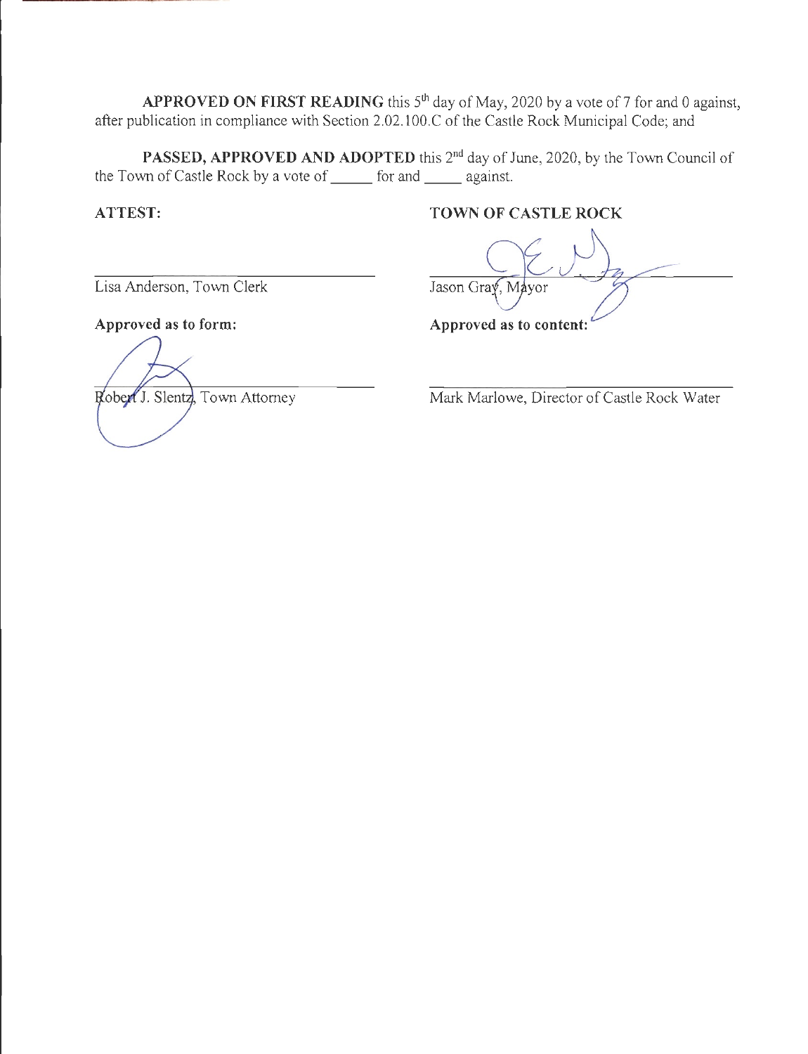**APPROVED ON FIRST READING** this 5th day of May, 2020 by a vote of 7 for and 0 against, after publication in compliance with Section 2.02.100.C of the Castle Rock Municipal Code; and

**PASSED, APPROVED AND ADOPTED** this 2nd day of June, 2020, by the Town Council of the Town of Castle Rock by a vote of _____ for and _____ against.

**ATTEST:**

_______________________________
Lisa Anderson, Town Clerk

**Approved as to form:**

_______________________________
Robert J. Slentz, Town Attorney

**TOWN OF CASTLE ROCK**

_______________________________
Jason Gray, Mayor

**Approved as to content:**

_______________________________
Mark Marlowe, Director of Castle Rock Water